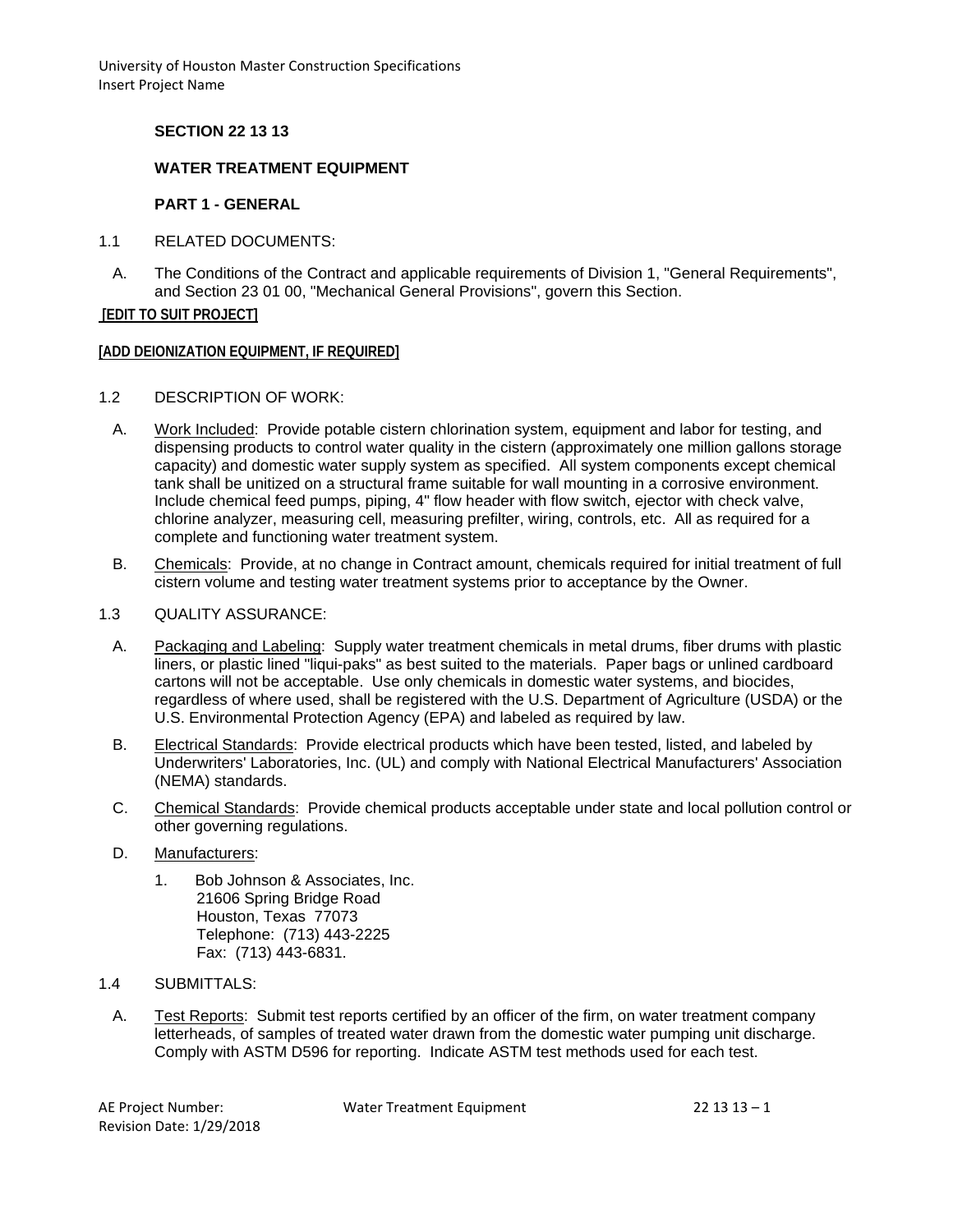**SECTION 22 13 13**

**WATER TREATMENT EQUIPMENT**

**PART 1 - GENERAL**

1.1 RELATED DOCUMENTS:

A. The Conditions of the Contract and applicable requirements of Division 1, "General Requirements", and Section 23 01 00, "Mechanical General Provisions", govern this Section.

**[EDIT TO SUIT PROJECT]**

**[ADD DEIONIZATION EQUIPMENT, IF REQUIRED]**

1.2 DESCRIPTION OF WORK:

A. Work Included: Provide potable cistern chlorination system, equipment and labor for testing, and dispensing products to control water quality in the cistern (approximately one million gallons storage capacity) and domestic water supply system as specified. All system components except chemical tank shall be unitized on a structural frame suitable for wall mounting in a corrosive environment. Include chemical feed pumps, piping, 4" flow header with flow switch, ejector with check valve, chlorine analyzer, measuring cell, measuring prefilter, wiring, controls, etc. All as required for a complete and functioning water treatment system.

B. Chemicals: Provide, at no change in Contract amount, chemicals required for initial treatment of full cistern volume and testing water treatment systems prior to acceptance by the Owner.

1.3 QUALITY ASSURANCE:

A. Packaging and Labeling: Supply water treatment chemicals in metal drums, fiber drums with plastic liners, or plastic lined "liqui-paks" as best suited to the materials. Paper bags or unlined cardboard cartons will not be acceptable. Use only chemicals in domestic water systems, and biocides, regardless of where used, shall be registered with the U.S. Department of Agriculture (USDA) or the U.S. Environmental Protection Agency (EPA) and labeled as required by law.

B. Electrical Standards: Provide electrical products which have been tested, listed, and labeled by Underwriters' Laboratories, Inc. (UL) and comply with National Electrical Manufacturers' Association (NEMA) standards.

C. Chemical Standards: Provide chemical products acceptable under state and local pollution control or other governing regulations.

D. Manufacturers:

1. Bob Johnson & Associates, Inc.
   21606 Spring Bridge Road
   Houston, Texas 77073
   Telephone: (713) 443-2225
   Fax: (713) 443-6831.

1.4 SUBMITTALS:

A. Test Reports: Submit test reports certified by an officer of the firm, on water treatment company letterheads, of samples of treated water drawn from the domestic water pumping unit discharge. Comply with ASTM D596 for reporting. Indicate ASTM test methods used for each test.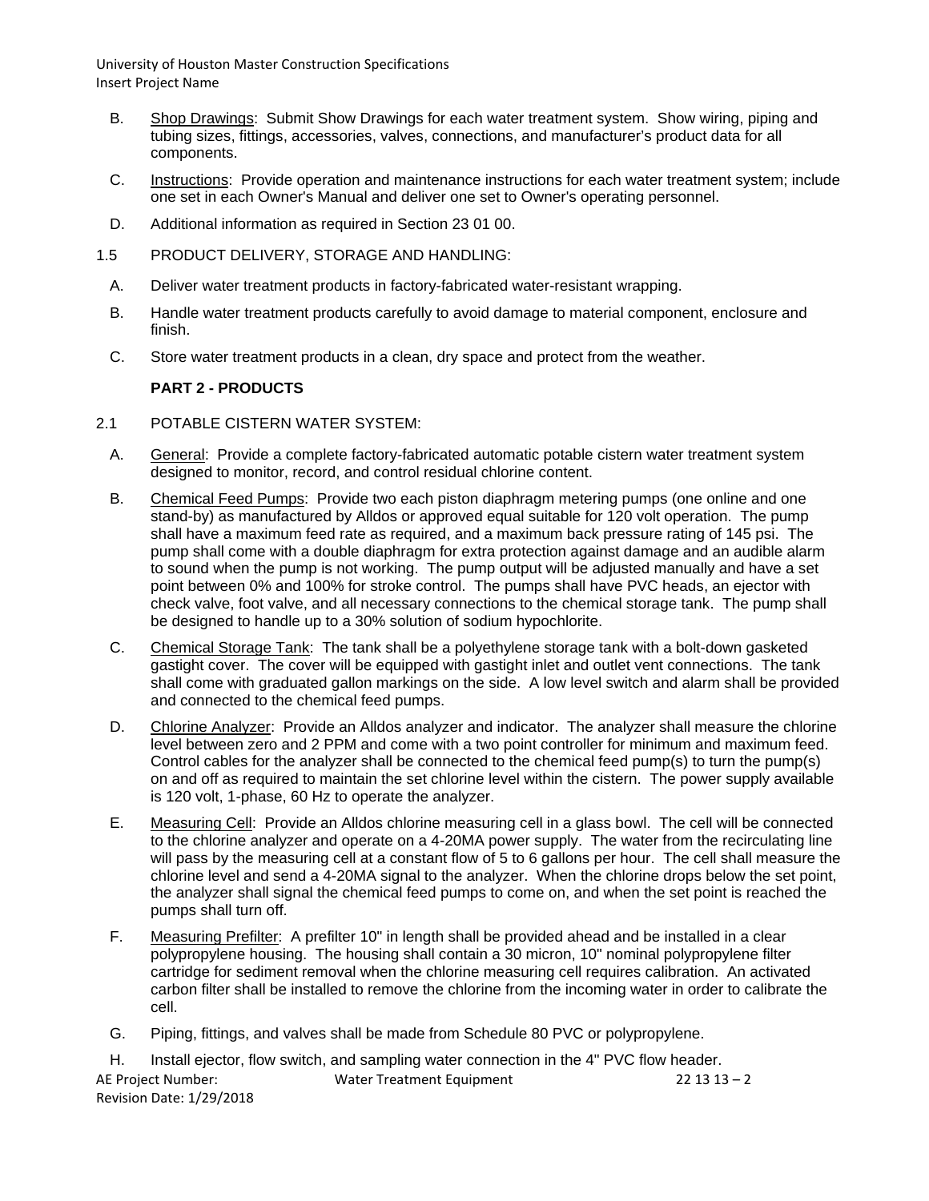B. Shop Drawings: Submit Show Drawings for each water treatment system. Show wiring, piping and tubing sizes, fittings, accessories, valves, connections, and manufacturer's product data for all components.

C. Instructions: Provide operation and maintenance instructions for each water treatment system; include one set in each Owner's Manual and deliver one set to Owner's operating personnel.

D. Additional information as required in Section 23 01 00.

1.5 PRODUCT DELIVERY, STORAGE AND HANDLING:

A. Deliver water treatment products in factory-fabricated water-resistant wrapping.

B. Handle water treatment products carefully to avoid damage to material component, enclosure and finish.

C. Store water treatment products in a clean, dry space and protect from the weather.

## PART 2 - PRODUCTS

2.1 POTABLE CISTERN WATER SYSTEM:

A. General: Provide a complete factory-fabricated automatic potable cistern water treatment system designed to monitor, record, and control residual chlorine content.

B. Chemical Feed Pumps: Provide two each piston diaphragm metering pumps (one online and one stand-by) as manufactured by Alldos or approved equal suitable for 120 volt operation. The pump shall have a maximum feed rate as required, and a maximum back pressure rating of 145 psi. The pump shall come with a double diaphragm for extra protection against damage and an audible alarm to sound when the pump is not working. The pump output will be adjusted manually and have a set point between 0% and 100% for stroke control. The pumps shall have PVC heads, an ejector with check valve, foot valve, and all necessary connections to the chemical storage tank. The pump shall be designed to handle up to a 30% solution of sodium hypochlorite.

C. Chemical Storage Tank: The tank shall be a polyethylene storage tank with a bolt-down gasketed gastight cover. The cover will be equipped with gastight inlet and outlet vent connections. The tank shall come with graduated gallon markings on the side. A low level switch and alarm shall be provided and connected to the chemical feed pumps.

D. Chlorine Analyzer: Provide an Alldos analyzer and indicator. The analyzer shall measure the chlorine level between zero and 2 PPM and come with a two point controller for minimum and maximum feed. Control cables for the analyzer shall be connected to the chemical feed pump(s) to turn the pump(s) on and off as required to maintain the set chlorine level within the cistern. The power supply available is 120 volt, 1-phase, 60 Hz to operate the analyzer.

E. Measuring Cell: Provide an Alldos chlorine measuring cell in a glass bowl. The cell will be connected to the chlorine analyzer and operate on a 4-20MA power supply. The water from the recirculating line will pass by the measuring cell at a constant flow of 5 to 6 gallons per hour. The cell shall measure the chlorine level and send a 4-20MA signal to the analyzer. When the chlorine drops below the set point, the analyzer shall signal the chemical feed pumps to come on, and when the set point is reached the pumps shall turn off.

F. Measuring Prefilter: A prefilter 10" in length shall be provided ahead and be installed in a clear polypropylene housing. The housing shall contain a 30 micron, 10" nominal polypropylene filter cartridge for sediment removal when the chlorine measuring cell requires calibration. An activated carbon filter shall be installed to remove the chlorine from the incoming water in order to calibrate the cell.

G. Piping, fittings, and valves shall be made from Schedule 80 PVC or polypropylene.

H. Install ejector, flow switch, and sampling water connection in the 4" PVC flow header.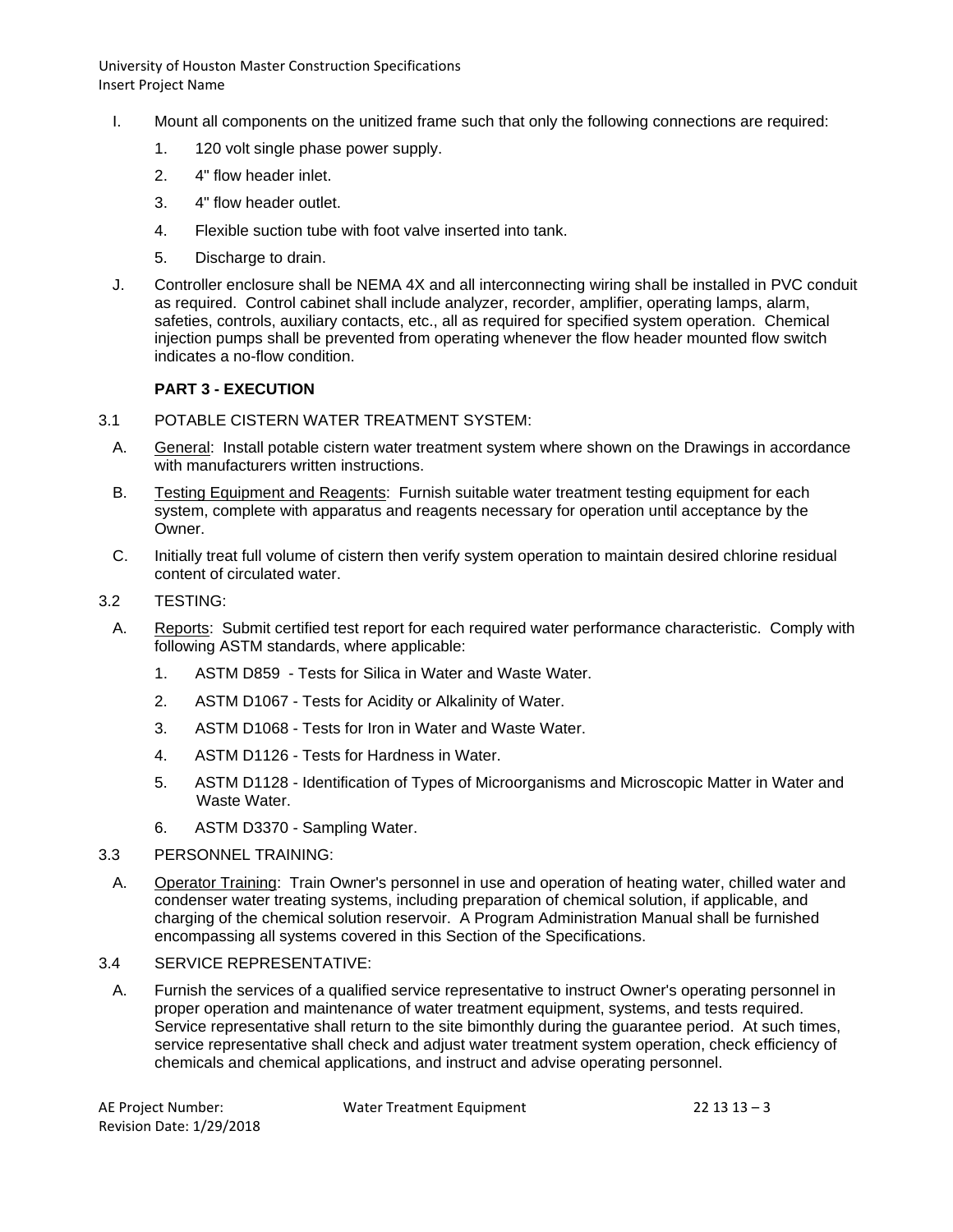I. Mount all components on the unitized frame such that only the following connections are required:

1. 120 volt single phase power supply.
2. 4" flow header inlet.
3. 4" flow header outlet.
4. Flexible suction tube with foot valve inserted into tank.
5. Discharge to drain.

J. Controller enclosure shall be NEMA 4X and all interconnecting wiring shall be installed in PVC conduit as required. Control cabinet shall include analyzer, recorder, amplifier, operating lamps, alarm, safeties, controls, auxiliary contacts, etc., all as required for specified system operation. Chemical injection pumps shall be prevented from operating whenever the flow header mounted flow switch indicates a no-flow condition.

## PART 3 - EXECUTION

3.1 POTABLE CISTERN WATER TREATMENT SYSTEM:

A. General: Install potable cistern water treatment system where shown on the Drawings in accordance with manufacturers written instructions.

B. Testing Equipment and Reagents: Furnish suitable water treatment testing equipment for each system, complete with apparatus and reagents necessary for operation until acceptance by the Owner.

C. Initially treat full volume of cistern then verify system operation to maintain desired chlorine residual content of circulated water.

3.2 TESTING:

A. Reports: Submit certified test report for each required water performance characteristic. Comply with following ASTM standards, where applicable:

1. ASTM D859 - Tests for Silica in Water and Waste Water.
2. ASTM D1067 - Tests for Acidity or Alkalinity of Water.
3. ASTM D1068 - Tests for Iron in Water and Waste Water.
4. ASTM D1126 - Tests for Hardness in Water.
5. ASTM D1128 - Identification of Types of Microorganisms and Microscopic Matter in Water and Waste Water.
6. ASTM D3370 - Sampling Water.

3.3 PERSONNEL TRAINING:

A. Operator Training: Train Owner's personnel in use and operation of heating water, chilled water and condenser water treating systems, including preparation of chemical solution, if applicable, and charging of the chemical solution reservoir. A Program Administration Manual shall be furnished encompassing all systems covered in this Section of the Specifications.

3.4 SERVICE REPRESENTATIVE:

A. Furnish the services of a qualified service representative to instruct Owner's operating personnel in proper operation and maintenance of water treatment equipment, systems, and tests required. Service representative shall return to the site bimonthly during the guarantee period. At such times, service representative shall check and adjust water treatment system operation, check efficiency of chemicals and chemical applications, and instruct and advise operating personnel.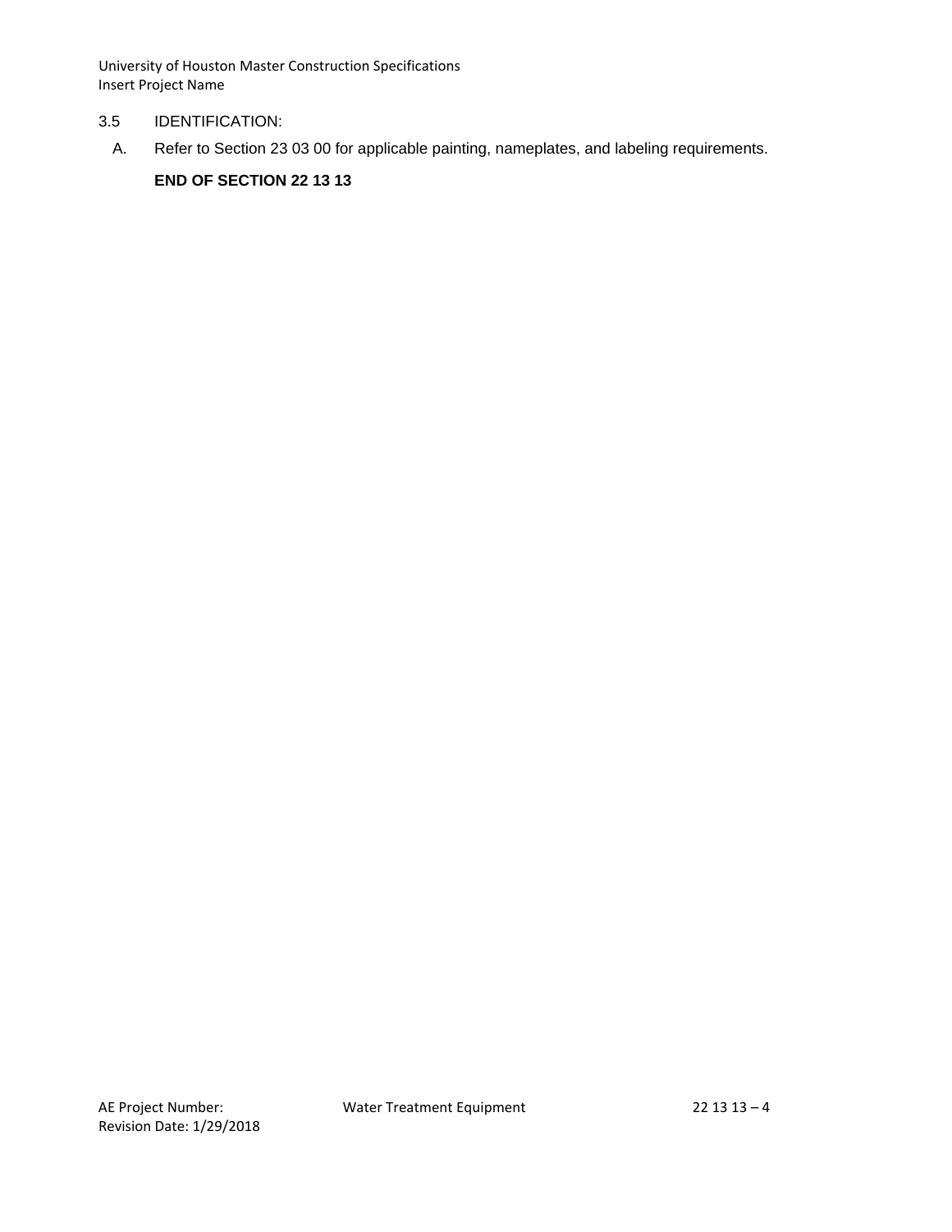## 3.5 IDENTIFICATION:

A. Refer to Section 23 03 00 for applicable painting, nameplates, and labeling requirements.

**END OF SECTION 22 13 13**